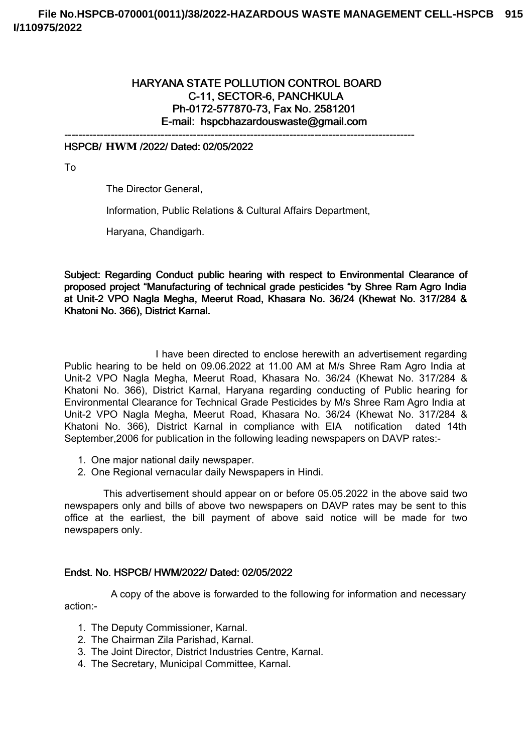**File No.HSPCB-070001(0011)/38/2022-HAZARDOUS WASTE MANAGEMENT CELL-HSPCB 915 I/110975/2022**

# HARYANA STATE POLLUTION CONTROL BOARD
## C-11, SECTOR-6, PANCHKULA
**Ph-0172-577870-73, Fax No. 2581201**
**E-mail: hspcbhazardouswaste@gmail.com**

---

**HSPCB/ HWM /2022/ Dated: 02/05/2022**

To

The Director General,

Information, Public Relations & Cultural Affairs Department,

Haryana, Chandigarh.

**Subject: Regarding Conduct public hearing with respect to Environmental Clearance of proposed project "Manufacturing of technical grade pesticides "by Shree Ram Agro India at Unit-2 VPO Nagla Megha, Meerut Road, Khasara No. 36/24 (Khewat No. 317/284 & Khatoni No. 366), District Karnal.**

I have been directed to enclose herewith an advertisement regarding Public hearing to be held on 09.06.2022 at 11.00 AM at M/s Shree Ram Agro India at Unit-2 VPO Nagla Megha, Meerut Road, Khasara No. 36/24 (Khewat No. 317/284 & Khatoni No. 366), District Karnal, Haryana regarding conducting of Public hearing for Environmental Clearance for Technical Grade Pesticides by M/s Shree Ram Agro India at Unit-2 VPO Nagla Megha, Meerut Road, Khasara No. 36/24 (Khewat No. 317/284 & Khatoni No. 366), District Karnal in compliance with EIA notification dated 14th September,2006 for publication in the following leading newspapers on DAVP rates:-

1. One major national daily newspaper.
2. One Regional vernacular daily Newspapers in Hindi.

This advertisement should appear on or before 05.05.2022 in the above said two newspapers only and bills of above two newspapers on DAVP rates may be sent to this office at the earliest, the bill payment of above said notice will be made for two newspapers only.

**Endst. No. HSPCB/ HWM/2022/ Dated: 02/05/2022**

A copy of the above is forwarded to the following for information and necessary action:-

1. The Deputy Commissioner, Karnal.
2. The Chairman Zila Parishad, Karnal.
3. The Joint Director, District Industries Centre, Karnal.
4. The Secretary, Municipal Committee, Karnal.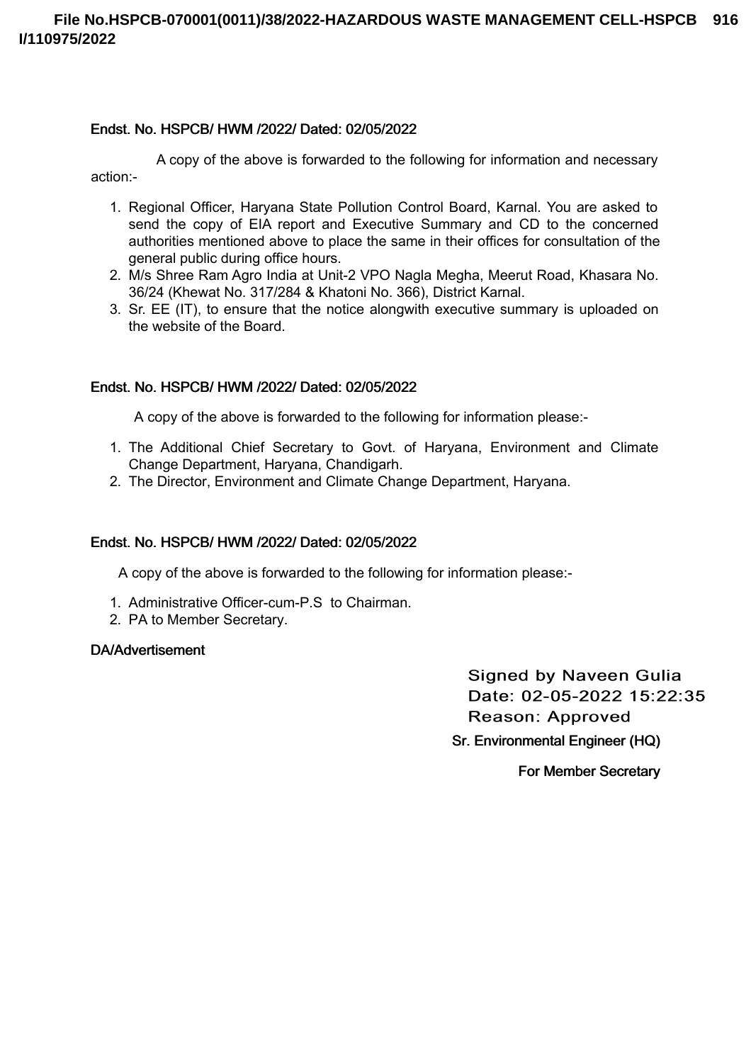**Endst. No. HSPCB/ HWM /2022/ Dated: 02/05/2022**

A copy of the above is forwarded to the following for information and necessary action:-

1. Regional Officer, Haryana State Pollution Control Board, Karnal. You are asked to send the copy of EIA report and Executive Summary and CD to the concerned authorities mentioned above to place the same in their offices for consultation of the general public during office hours.
2. M/s Shree Ram Agro India at Unit-2 VPO Nagla Megha, Meerut Road, Khasara No. 36/24 (Khewat No. 317/284 & Khatoni No. 366), District Karnal.
3. Sr. EE (IT), to ensure that the notice alongwith executive summary is uploaded on the website of the Board.

**Endst. No. HSPCB/ HWM /2022/ Dated: 02/05/2022**

A copy of the above is forwarded to the following for information please:-

1. The Additional Chief Secretary to Govt. of Haryana, Environment and Climate Change Department, Haryana, Chandigarh.
2. The Director, Environment and Climate Change Department, Haryana.

**Endst. No. HSPCB/ HWM /2022/ Dated: 02/05/2022**

A copy of the above is forwarded to the following for information please:-

1. Administrative Officer-cum-P.S to Chairman.
2. PA to Member Secretary.

**DA/Advertisement**

Signed by Naveen Gulia
Date: 02-05-2022 15:22:35
Reason: Approved

**Sr. Environmental Engineer (HQ)**

**For Member Secretary**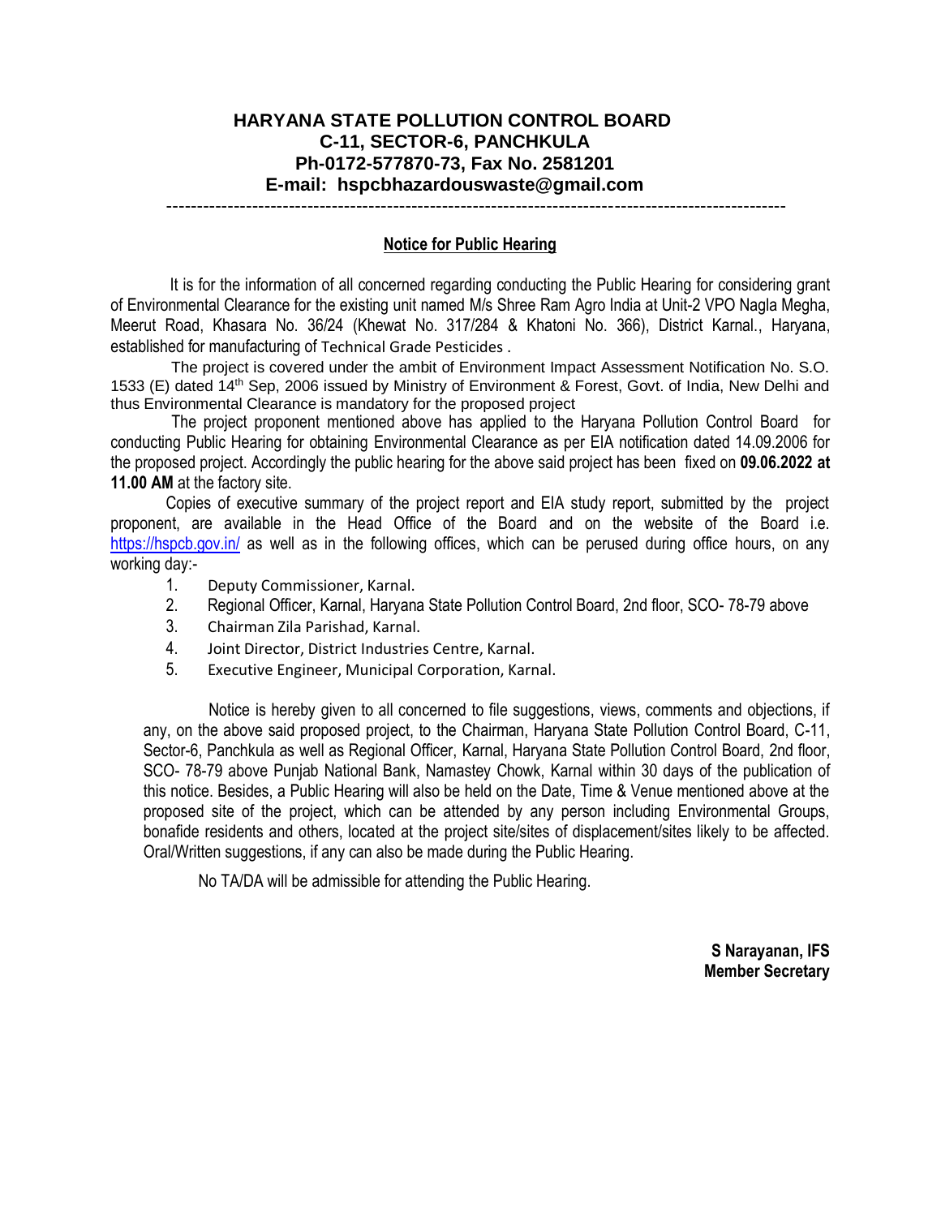**HARYANA STATE POLLUTION CONTROL BOARD**
**C-11, SECTOR-6, PANCHKULA**
**Ph-0172-577870-73, Fax No. 2581201**
**E-mail: hspcbhazardouswaste@gmail.com**

---

**Notice for Public Hearing**

It is for the information of all concerned regarding conducting the Public Hearing for considering grant of Environmental Clearance for the existing unit named M/s Shree Ram Agro India at Unit-2 VPO Nagla Megha, Meerut Road, Khasara No. 36/24 (Khewat No. 317/284 & Khatoni No. 366), District Karnal., Haryana, established for manufacturing of Technical Grade Pesticides .

The project is covered under the ambit of Environment Impact Assessment Notification No. S.O. 1533 (E) dated 14th Sep, 2006 issued by Ministry of Environment & Forest, Govt. of India, New Delhi and thus Environmental Clearance is mandatory for the proposed project

The project proponent mentioned above has applied to the Haryana Pollution Control Board for conducting Public Hearing for obtaining Environmental Clearance as per EIA notification dated 14.09.2006 for the proposed project. Accordingly the public hearing for the above said project has been fixed on **09.06.2022 at 11.00 AM** at the factory site.

Copies of executive summary of the project report and EIA study report, submitted by the project proponent, are available in the Head Office of the Board and on the website of the Board i.e. https://hspcb.gov.in/ as well as in the following offices, which can be perused during office hours, on any working day:-

1. Deputy Commissioner, Karnal.
2. Regional Officer, Karnal, Haryana State Pollution Control Board, 2nd floor, SCO- 78-79 above
3. Chairman Zila Parishad, Karnal.
4. Joint Director, District Industries Centre, Karnal.
5. Executive Engineer, Municipal Corporation, Karnal.

Notice is hereby given to all concerned to file suggestions, views, comments and objections, if any, on the above said proposed project, to the Chairman, Haryana State Pollution Control Board, C-11, Sector-6, Panchkula as well as Regional Officer, Karnal, Haryana State Pollution Control Board, 2nd floor, SCO- 78-79 above Punjab National Bank, Namastey Chowk, Karnal within 30 days of the publication of this notice. Besides, a Public Hearing will also be held on the Date, Time & Venue mentioned above at the proposed site of the project, which can be attended by any person including Environmental Groups, bonafide residents and others, located at the project site/sites of displacement/sites likely to be affected. Oral/Written suggestions, if any can also be made during the Public Hearing.

No TA/DA will be admissible for attending the Public Hearing.

**S Narayanan, IFS**
**Member Secretary**